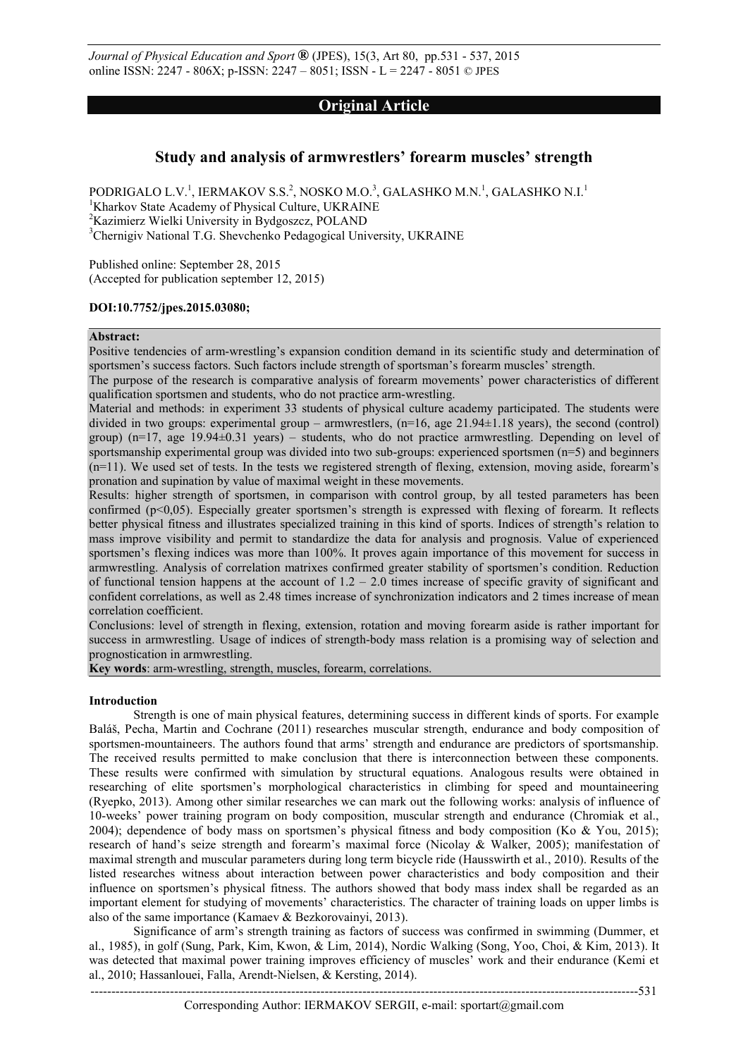## Original Article

# Study and analysis of armwrestlers' forearm muscles' strength

PODRIGALO L.V.[1], IERMAKOV S.S.[2], NOSKO M.O.[3], GALASHKO M.N.[1], GALASHKO N.I.[1]

[1]Kharkov State Academy of Physical Culture, UKRAINE

[2]Kazimierz Wielki University in Bydgoszcz, POLAND

[3]Chernigiv National T.G. Shevchenko Pedagogical University, UKRAINE

Published online: September 28, 2015

(Accepted for publication september 12, 2015)

**DOI:10.7752/jpes.2015.03080;**

**Abstract:**

Positive tendencies of arm-wrestling's expansion condition demand in its scientific study and determination of sportsmen's success factors. Such factors include strength of sportsman's forearm muscles' strength.

The purpose of the research is comparative analysis of forearm movements' power characteristics of different qualification sportsmen and students, who do not practice arm-wrestling.

Material and methods: in experiment 33 students of physical culture academy participated. The students were divided in two groups: experimental group – armwrestlers, (n=16, age 21.94±1.18 years), the second (control) group) (n=17, age 19.94±0.31 years) – students, who do not practice armwrestling. Depending on level of sportsmanship experimental group was divided into two sub-groups: experienced sportsmen (n=5) and beginners (n=11). We used set of tests. In the tests we registered strength of flexing, extension, moving aside, forearm's pronation and supination by value of maximal weight in these movements.

Results: higher strength of sportsmen, in comparison with control group, by all tested parameters has been confirmed ($p<0,05$). Especially greater sportsmen's strength is expressed with flexing of forearm. It reflects better physical fitness and illustrates specialized training in this kind of sports. Indices of strength's relation to mass improve visibility and permit to standardize the data for analysis and prognosis. Value of experienced sportsmen's flexing indices was more than 100%. It proves again importance of this movement for success in armwrestling. Analysis of correlation matrixes confirmed greater stability of sportsmen's condition. Reduction of functional tension happens at the account of 1.2 – 2.0 times increase of specific gravity of significant and confident correlations, as well as 2.48 times increase of synchronization indicators and 2 times increase of mean correlation coefficient.

Conclusions: level of strength in flexing, extension, rotation and moving forearm aside is rather important for success in armwrestling. Usage of indices of strength-body mass relation is a promising way of selection and prognostication in armwrestling.

**Key words**: arm-wrestling, strength, muscles, forearm, correlations.

**Introduction**

Strength is one of main physical features, determining success in different kinds of sports. For example Baláš, Pecha, Martin and Cochrane (2011) researches muscular strength, endurance and body composition of sportsmen-mountaineers. The authors found that arms' strength and endurance are predictors of sportsmanship. The received results permitted to make conclusion that there is interconnection between these components. These results were confirmed with simulation by structural equations. Analogous results were obtained in researching of elite sportsmen's morphological characteristics in climbing for speed and mountaineering (Ryepko, 2013). Among other similar researches we can mark out the following works: analysis of influence of 10-weeks' power training program on body composition, muscular strength and endurance (Chromiak et al., 2004); dependence of body mass on sportsmen's physical fitness and body composition (Ko & You, 2015); research of hand's seize strength and forearm's maximal force (Nicolay & Walker, 2005); manifestation of maximal strength and muscular parameters during long term bicycle ride (Hausswirth et al., 2010). Results of the listed researches witness about interaction between power characteristics and body composition and their influence on sportsmen's physical fitness. The authors showed that body mass index shall be regarded as an important element for studying of movements' characteristics. The character of training loads on upper limbs is also of the same importance (Kamaev & Bezkorovainyi, 2013).

Significance of arm's strength training as factors of success was confirmed in swimming (Dummer, et al., 1985), in golf (Sung, Park, Kim, Kwon, & Lim, 2014), Nordic Walking (Song, Yoo, Choi, & Kim, 2013). It was detected that maximal power training improves efficiency of muscles' work and their endurance (Kemi et al., 2010; Hassanlouei, Falla, Arendt-Nielsen, & Kersting, 2014).

Corresponding Author: IERMAKOV SERGII, e-mail: sportart@gmail.com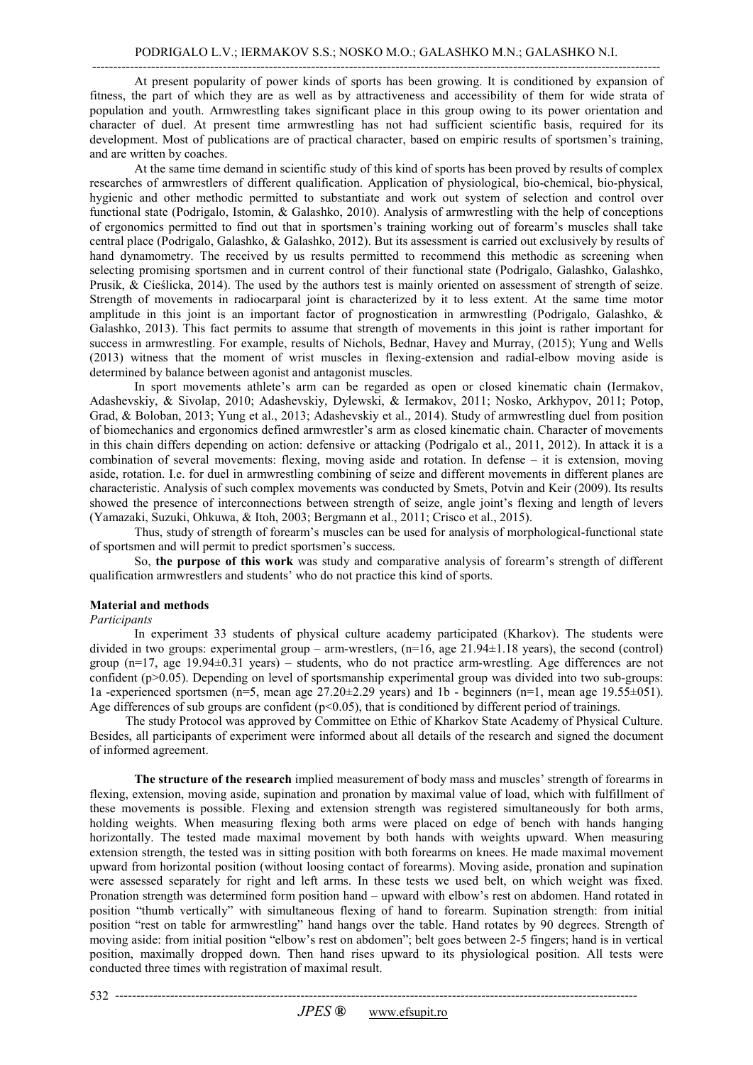At present popularity of power kinds of sports has been growing. It is conditioned by expansion of fitness, the part of which they are as well as by attractiveness and accessibility of them for wide strata of population and youth. Armwrestling takes significant place in this group owing to its power orientation and character of duel. At present time armwrestling has not had sufficient scientific basis, required for its development. Most of publications are of practical character, based on empiric results of sportsmen's training, and are written by coaches.

At the same time demand in scientific study of this kind of sports has been proved by results of complex researches of armwrestlers of different qualification. Application of physiological, bio-chemical, bio-physical, hygienic and other methodic permitted to substantiate and work out system of selection and control over functional state (Podrigalo, Istomin, & Galashko, 2010). Analysis of armwrestling with the help of conceptions of ergonomics permitted to find out that in sportsmen's training working out of forearm's muscles shall take central place (Podrigalo, Galashko, & Galashko, 2012). But its assessment is carried out exclusively by results of hand dynamometry. The received by us results permitted to recommend this methodic as screening when selecting promising sportsmen and in current control of their functional state (Podrigalo, Galashko, Galashko, Prusik, & Cieślicka, 2014). The used by the authors test is mainly oriented on assessment of strength of seize. Strength of movements in radiocarparal joint is characterized by it to less extent. At the same time motor amplitude in this joint is an important factor of prognostication in armwrestling (Podrigalo, Galashko, & Galashko, 2013). This fact permits to assume that strength of movements in this joint is rather important for success in armwrestling. For example, results of Nichols, Bednar, Havey and Murray, (2015); Yung and Wells (2013) witness that the moment of wrist muscles in flexing-extension and radial-elbow moving aside is determined by balance between agonist and antagonist muscles.

In sport movements athlete's arm can be regarded as open or closed kinematic chain (Iermakov, Adashevskiy, & Sivolap, 2010; Adashevskiy, Dylewski, & Iermakov, 2011; Nosko, Arkhypov, 2011; Potop, Grad, & Boloban, 2013; Yung et al., 2013; Adashevskiy et al., 2014). Study of armwrestling duel from position of biomechanics and ergonomics defined armwrestler's arm as closed kinematic chain. Character of movements in this chain differs depending on action: defensive or attacking (Podrigalo et al., 2011, 2012). In attack it is a combination of several movements: flexing, moving aside and rotation. In defense – it is extension, moving aside, rotation. I.e. for duel in armwrestling combining of seize and different movements in different planes are characteristic. Analysis of such complex movements was conducted by Smets, Potvin and Keir (2009). Its results showed the presence of interconnections between strength of seize, angle joint's flexing and length of levers (Yamazaki, Suzuki, Ohkuwa, & Itoh, 2003; Bergmann et al., 2011; Crisco et al., 2015).

Thus, study of strength of forearm's muscles can be used for analysis of morphological-functional state of sportsmen and will permit to predict sportsmen's success.

So, **the purpose of this work** was study and comparative analysis of forearm's strength of different qualification armwrestlers and students' who do not practice this kind of sports.

## Material and methods

*Participants*

In experiment 33 students of physical culture academy participated (Kharkov). The students were divided in two groups: experimental group – arm-wrestlers, (n=16, age 21.94±1.18 years), the second (control) group (n=17, age 19.94±0.31 years) – students, who do not practice arm-wrestling. Age differences are not confident ($p>0.05$). Depending on level of sportsmanship experimental group was divided into two sub-groups: 1a -experienced sportsmen (n=5, mean age 27.20±2.29 years) and 1b - beginners (n=1, mean age 19.55±051). Age differences of sub groups are confident ($p<0.05$), that is conditioned by different period of trainings.

The study Protocol was approved by Committee on Ethic of Kharkov State Academy of Physical Culture. Besides, all participants of experiment were informed about all details of the research and signed the document of informed agreement.

**The structure of the research** implied measurement of body mass and muscles' strength of forearms in flexing, extension, moving aside, supination and pronation by maximal value of load, which with fulfillment of these movements is possible. Flexing and extension strength was registered simultaneously for both arms, holding weights. When measuring flexing both arms were placed on edge of bench with hands hanging horizontally. The tested made maximal movement by both hands with weights upward. When measuring extension strength, the tested was in sitting position with both forearms on knees. He made maximal movement upward from horizontal position (without loosing contact of forearms). Moving aside, pronation and supination were assessed separately for right and left arms. In these tests we used belt, on which weight was fixed. Pronation strength was determined form position hand – upward with elbow's rest on abdomen. Hand rotated in position "thumb vertically" with simultaneous flexing of hand to forearm. Supination strength: from initial position "rest on table for armwrestling" hand hangs over the table. Hand rotates by 90 degrees. Strength of moving aside: from initial position "elbow's rest on abdomen"; belt goes between 2-5 fingers; hand is in vertical position, maximally dropped down. Then hand rises upward to its physiological position. All tests were conducted three times with registration of maximal result.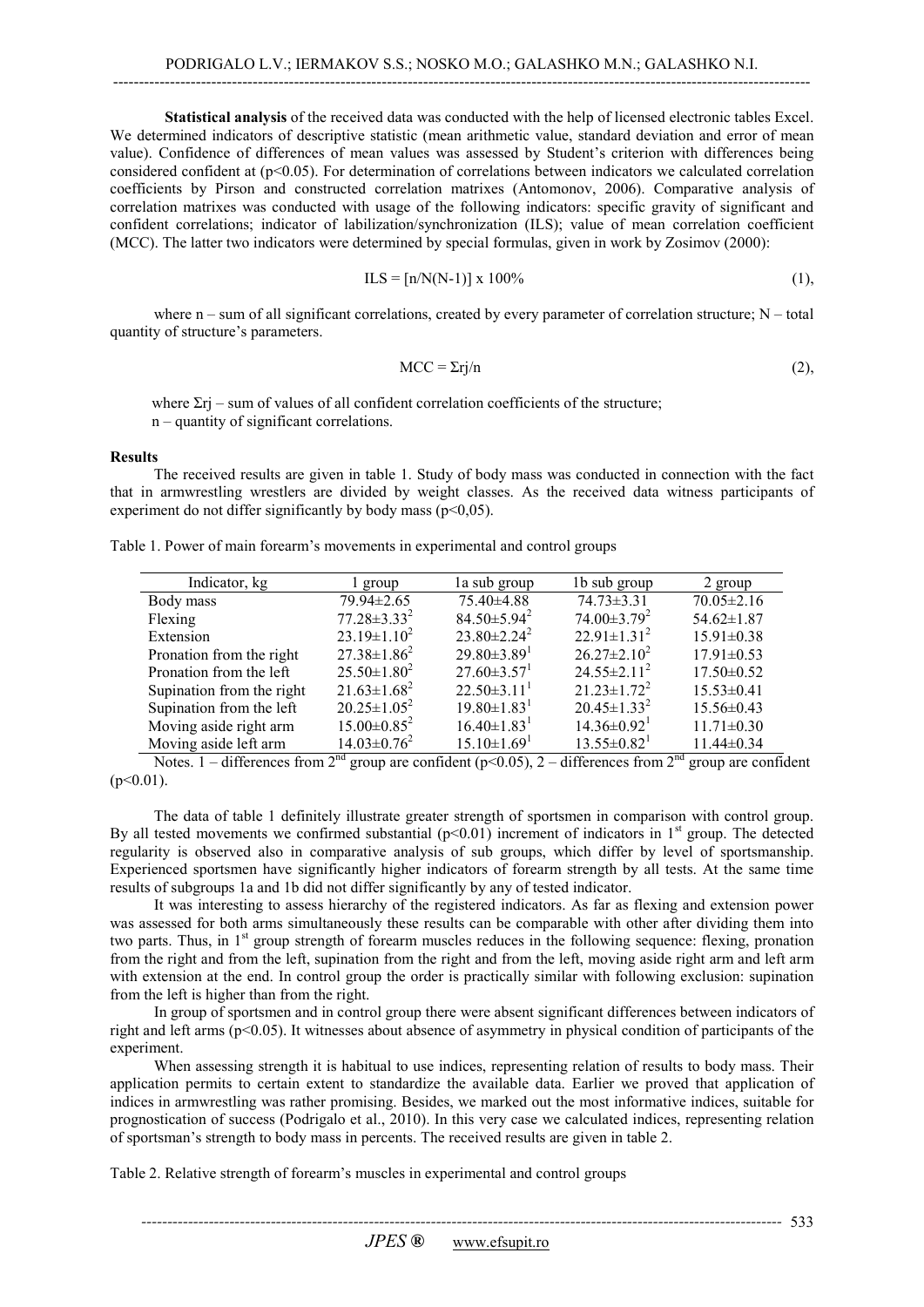**Statistical analysis** of the received data was conducted with the help of licensed electronic tables Excel. We determined indicators of descriptive statistic (mean arithmetic value, standard deviation and error of mean value). Confidence of differences of mean values was assessed by Student's criterion with differences being considered confident at ($p<0.05$). For determination of correlations between indicators we calculated correlation coefficients by Pirson and constructed correlation matrixes (Antomonov, 2006). Comparative analysis of correlation matrixes was conducted with usage of the following indicators: specific gravity of significant and confident correlations; indicator of labilization/synchronization (ILS); value of mean correlation coefficient (MCC). The latter two indicators were determined by special formulas, given in work by Zosimov (2000):

$$ILS = [n/N(N-1)] \times 100\% \quad (1),$$

where n – sum of all significant correlations, created by every parameter of correlation structure; N – total quantity of structure's parameters.

$$MCC = \Sigma rj/n \quad (2),$$

where $\Sigma rj$ – sum of values of all confident correlation coefficients of the structure;
n – quantity of significant correlations.

**Results**

The received results are given in table 1. Study of body mass was conducted in connection with the fact that in armwrestling wrestlers are divided by weight classes. As the received data witness participants of experiment do not differ significantly by body mass ($p<0{,}05$).

Table 1. Power of main forearm's movements in experimental and control groups

| Indicator, kg | 1 group | 1a sub group | 1b sub group | 2 group |
|---|---|---|---|---|
| Body mass | 79.94±2.65 | 75.40±4.88 | 74.73±3.31 | 70.05±2.16 |
| Flexing | 77.28±3.33[2] | 84.50±5.94[2] | 74.00±3.79[2] | 54.62±1.87 |
| Extension | 23.19±1.10[2] | 23.80±2.24[2] | 22.91±1.31[2] | 15.91±0.38 |
| Pronation from the right | 27.38±1.86[2] | 29.80±3.89[1] | 26.27±2.10[2] | 17.91±0.53 |
| Pronation from the left | 25.50±1.80[2] | 27.60±3.57[1] | 24.55±2.11[2] | 17.50±0.52 |
| Supination from the right | 21.63±1.68[2] | 22.50±3.11[1] | 21.23±1.72[2] | 15.53±0.41 |
| Supination from the left | 20.25±1.05[2] | 19.80±1.83[1] | 20.45±1.33[2] | 15.56±0.43 |
| Moving aside right arm | 15.00±0.85[2] | 16.40±1.83[1] | 14.36±0.92[1] | 11.71±0.30 |
| Moving aside left arm | 14.03±0.76[2] | 15.10±1.69[1] | 13.55±0.82[1] | 11.44±0.34 |

Notes. 1 – differences from 2[nd] group are confident ($p<0.05$), 2 – differences from 2[nd] group are confident ($p<0.01$).

The data of table 1 definitely illustrate greater strength of sportsmen in comparison with control group. By all tested movements we confirmed substantial ($p<0.01$) increment of indicators in 1[st] group. The detected regularity is observed also in comparative analysis of sub groups, which differ by level of sportsmanship. Experienced sportsmen have significantly higher indicators of forearm strength by all tests. At the same time results of subgroups 1a and 1b did not differ significantly by any of tested indicator.

It was interesting to assess hierarchy of the registered indicators. As far as flexing and extension power was assessed for both arms simultaneously these results can be comparable with other after dividing them into two parts. Thus, in 1[st] group strength of forearm muscles reduces in the following sequence: flexing, pronation from the right and from the left, supination from the right and from the left, moving aside right arm and left arm with extension at the end. In control group the order is practically similar with following exclusion: supination from the left is higher than from the right.

In group of sportsmen and in control group there were absent significant differences between indicators of right and left arms ($p<0.05$). It witnesses about absence of asymmetry in physical condition of participants of the experiment.

When assessing strength it is habitual to use indices, representing relation of results to body mass. Their application permits to certain extent to standardize the available data. Earlier we proved that application of indices in armwrestling was rather promising. Besides, we marked out the most informative indices, suitable for prognostication of success (Podrigalo et al., 2010). In this very case we calculated indices, representing relation of sportsman's strength to body mass in percents. The received results are given in table 2.

Table 2. Relative strength of forearm's muscles in experimental and control groups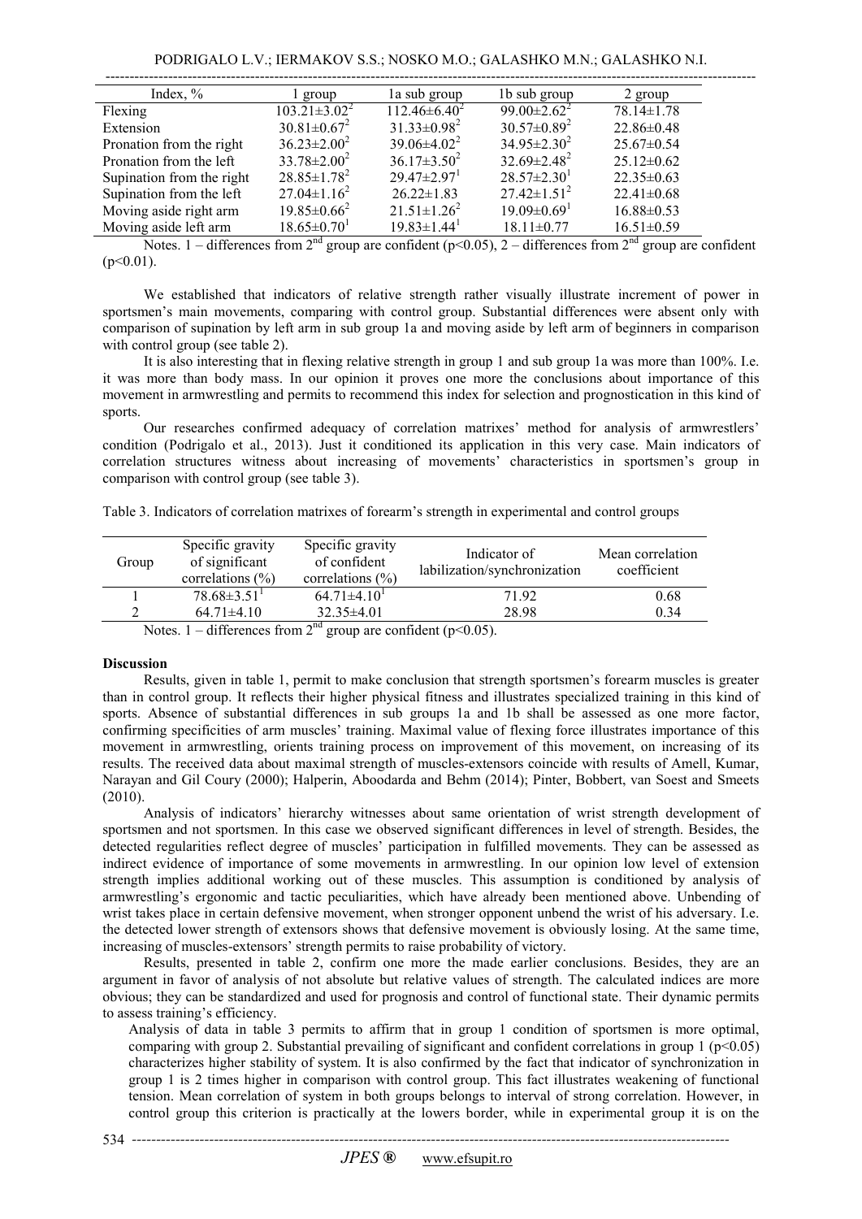| Index, % | 1 group | 1a sub group | 1b sub group | 2 group |
|---|---|---|---|---|
| Flexing | $103.21\pm3.02^{2}$ | $112.46\pm6.40^{2}$ | $99.00\pm2.62^{2}$ | $78.14\pm1.78$ |
| Extension | $30.81\pm0.67^{2}$ | $31.33\pm0.98^{2}$ | $30.57\pm0.89^{2}$ | $22.86\pm0.48$ |
| Pronation from the right | $36.23\pm2.00^{2}$ | $39.06\pm4.02^{2}$ | $34.95\pm2.30^{2}$ | $25.67\pm0.54$ |
| Pronation from the left | $33.78\pm2.00^{2}$ | $36.17\pm3.50^{2}$ | $32.69\pm2.48^{2}$ | $25.12\pm0.62$ |
| Supination from the right | $28.85\pm1.78^{2}$ | $29.47\pm2.97^{1}$ | $28.57\pm2.30^{1}$ | $22.35\pm0.63$ |
| Supination from the left | $27.04\pm1.16^{2}$ | $26.22\pm1.83$ | $27.42\pm1.51^{2}$ | $22.41\pm0.68$ |
| Moving aside right arm | $19.85\pm0.66^{2}$ | $21.51\pm1.26^{2}$ | $19.09\pm0.69^{1}$ | $16.88\pm0.53$ |
| Moving aside left arm | $18.65\pm0.70^{1}$ | $19.83\pm1.44^{1}$ | $18.11\pm0.77$ | $16.51\pm0.59$ |

Notes. 1 – differences from 2[nd] group are confident ($p<0.05$), 2 – differences from 2[nd] group are confident ($p<0.01$).

We established that indicators of relative strength rather visually illustrate increment of power in sportsmen's main movements, comparing with control group. Substantial differences were absent only with comparison of supination by left arm in sub group 1a and moving aside by left arm of beginners in comparison with control group (see table 2).

It is also interesting that in flexing relative strength in group 1 and sub group 1a was more than 100%. I.e. it was more than body mass. In our opinion it proves one more the conclusions about importance of this movement in armwrestling and permits to recommend this index for selection and prognostication in this kind of sports.

Our researches confirmed adequacy of correlation matrixes' method for analysis of armwrestlers' condition (Podrigalo et al., 2013). Just it conditioned its application in this very case. Main indicators of correlation structures witness about increasing of movements' characteristics in sportsmen's group in comparison with control group (see table 3).

Table 3. Indicators of correlation matrixes of forearm's strength in experimental and control groups

| Group | Specific gravity of significant correlations (%) | Specific gravity of confident correlations (%) | Indicator of labilization/synchronization | Mean correlation coefficient |
|---|---|---|---|---|
| 1 | $78.68\pm3.51^{1}$ | $64.71\pm4.10^{1}$ | 71.92 | 0.68 |
| 2 | $64.71\pm4.10$ | $32.35\pm4.01$ | 28.98 | 0.34 |

Notes. 1 – differences from 2[nd] group are confident ($p<0.05$).

**Discussion**

Results, given in table 1, permit to make conclusion that strength sportsmen's forearm muscles is greater than in control group. It reflects their higher physical fitness and illustrates specialized training in this kind of sports. Absence of substantial differences in sub groups 1a and 1b shall be assessed as one more factor, confirming specificities of arm muscles' training. Maximal value of flexing force illustrates importance of this movement in armwrestling, orients training process on improvement of this movement, on increasing of its results. The received data about maximal strength of muscles-extensors coincide with results of Amell, Kumar, Narayan and Gil Coury (2000); Halperin, Aboodarda and Behm (2014); Pinter, Bobbert, van Soest and Smeets (2010).

Analysis of indicators' hierarchy witnesses about same orientation of wrist strength development of sportsmen and not sportsmen. In this case we observed significant differences in level of strength. Besides, the detected regularities reflect degree of muscles' participation in fulfilled movements. They can be assessed as indirect evidence of importance of some movements in armwrestling. In our opinion low level of extension strength implies additional working out of these muscles. This assumption is conditioned by analysis of armwrestling's ergonomic and tactic peculiarities, which have already been mentioned above. Unbending of wrist takes place in certain defensive movement, when stronger opponent unbend the wrist of his adversary. I.e. the detected lower strength of extensors shows that defensive movement is obviously losing. At the same time, increasing of muscles-extensors' strength permits to raise probability of victory.

Results, presented in table 2, confirm one more the made earlier conclusions. Besides, they are an argument in favor of analysis of not absolute but relative values of strength. The calculated indices are more obvious; they can be standardized and used for prognosis and control of functional state. Their dynamic permits to assess training's efficiency.

Analysis of data in table 3 permits to affirm that in group 1 condition of sportsmen is more optimal, comparing with group 2. Substantial prevailing of significant and confident correlations in group 1 ($p<0.05$) characterizes higher stability of system. It is also confirmed by the fact that indicator of synchronization in group 1 is 2 times higher in comparison with control group. This fact illustrates weakening of functional tension. Mean correlation of system in both groups belongs to interval of strong correlation. However, in control group this criterion is practically at the lowers border, while in experimental group it is on the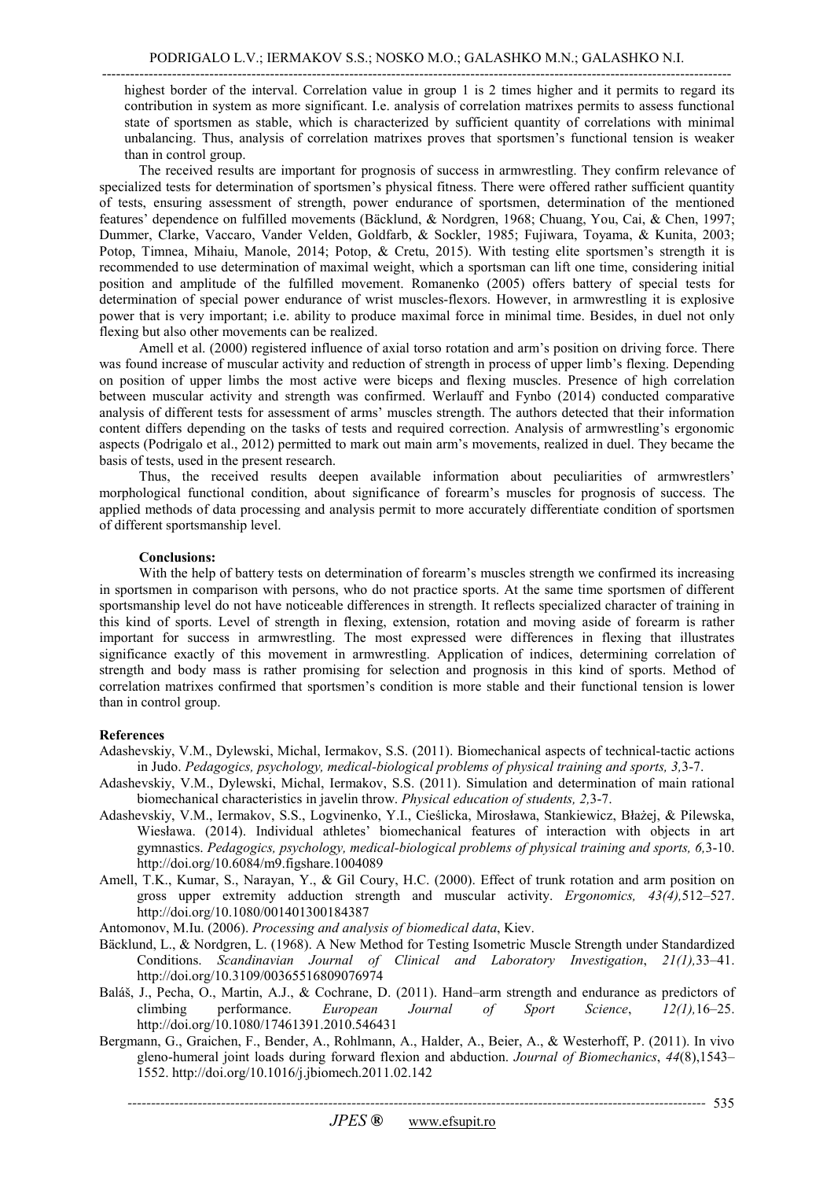highest border of the interval. Correlation value in group 1 is 2 times higher and it permits to regard its contribution in system as more significant. I.e. analysis of correlation matrixes permits to assess functional state of sportsmen as stable, which is characterized by sufficient quantity of correlations with minimal unbalancing. Thus, analysis of correlation matrixes proves that sportsmen's functional tension is weaker than in control group.

The received results are important for prognosis of success in armwrestling. They confirm relevance of specialized tests for determination of sportsmen's physical fitness. There were offered rather sufficient quantity of tests, ensuring assessment of strength, power endurance of sportsmen, determination of the mentioned features' dependence on fulfilled movements (Bäcklund, & Nordgren, 1968; Chuang, You, Cai, & Chen, 1997; Dummer, Clarke, Vaccaro, Vander Velden, Goldfarb, & Sockler, 1985; Fujiwara, Toyama, & Kunita, 2003; Potop, Timnea, Mihaiu, Manole, 2014; Potop, & Cretu, 2015). With testing elite sportsmen's strength it is recommended to use determination of maximal weight, which a sportsman can lift one time, considering initial position and amplitude of the fulfilled movement. Romanenko (2005) offers battery of special tests for determination of special power endurance of wrist muscles-flexors. However, in armwrestling it is explosive power that is very important; i.e. ability to produce maximal force in minimal time. Besides, in duel not only flexing but also other movements can be realized.

Amell et al. (2000) registered influence of axial torso rotation and arm's position on driving force. There was found increase of muscular activity and reduction of strength in process of upper limb's flexing. Depending on position of upper limbs the most active were biceps and flexing muscles. Presence of high correlation between muscular activity and strength was confirmed. Werlauff and Fynbo (2014) conducted comparative analysis of different tests for assessment of arms' muscles strength. The authors detected that their information content differs depending on the tasks of tests and required correction. Analysis of armwrestling's ergonomic aspects (Podrigalo et al., 2012) permitted to mark out main arm's movements, realized in duel. They became the basis of tests, used in the present research.

Thus, the received results deepen available information about peculiarities of armwrestlers' morphological functional condition, about significance of forearm's muscles for prognosis of success. The applied methods of data processing and analysis permit to more accurately differentiate condition of sportsmen of different sportsmanship level.

**Conclusions:**

With the help of battery tests on determination of forearm's muscles strength we confirmed its increasing in sportsmen in comparison with persons, who do not practice sports. At the same time sportsmen of different sportsmanship level do not have noticeable differences in strength. It reflects specialized character of training in this kind of sports. Level of strength in flexing, extension, rotation and moving aside of forearm is rather important for success in armwrestling. The most expressed were differences in flexing that illustrates significance exactly of this movement in armwrestling. Application of indices, determining correlation of strength and body mass is rather promising for selection and prognosis in this kind of sports. Method of correlation matrixes confirmed that sportsmen's condition is more stable and their functional tension is lower than in control group.

**References**

Adashevskiy, V.M., Dylewski, Michal, Iermakov, S.S. (2011). Biomechanical aspects of technical-tactic actions in Judo. *Pedagogics, psychology, medical-biological problems of physical training and sports, 3,*3-7.

Adashevskiy, V.M., Dylewski, Michal, Iermakov, S.S. (2011). Simulation and determination of main rational biomechanical characteristics in javelin throw. *Physical education of students, 2,*3-7.

Adashevskiy, V.M., Iermakov, S.S., Logvinenko, Y.I., Cieślicka, Mirosława, Stankiewicz, Błażej, & Pilewska, Wiesława. (2014). Individual athletes' biomechanical features of interaction with objects in art gymnastics. *Pedagogics, psychology, medical-biological problems of physical training and sports, 6,*3-10. http://doi.org/10.6084/m9.figshare.1004089

Amell, T.K., Kumar, S., Narayan, Y., & Gil Coury, H.C. (2000). Effect of trunk rotation and arm position on gross upper extremity adduction strength and muscular activity. *Ergonomics, 43(4),*512–527. http://doi.org/10.1080/001401300184387

Antomonov, M.Iu. (2006). *Processing and analysis of biomedical data*, Kiev.

Bäcklund, L., & Nordgren, L. (1968). A New Method for Testing Isometric Muscle Strength under Standardized Conditions. *Scandinavian Journal of Clinical and Laboratory Investigation*, *21(1),*33–41. http://doi.org/10.3109/00365516809076974

Baláš, J., Pecha, O., Martin, A.J., & Cochrane, D. (2011). Hand–arm strength and endurance as predictors of climbing performance. *European Journal of Sport Science*, *12(1),*16–25. http://doi.org/10.1080/17461391.2010.546431

Bergmann, G., Graichen, F., Bender, A., Rohlmann, A., Halder, A., Beier, A., & Westerhoff, P. (2011). In vivo gleno-humeral joint loads during forward flexion and abduction. *Journal of Biomechanics*, *44*(8),1543–1552. http://doi.org/10.1016/j.jbiomech.2011.02.142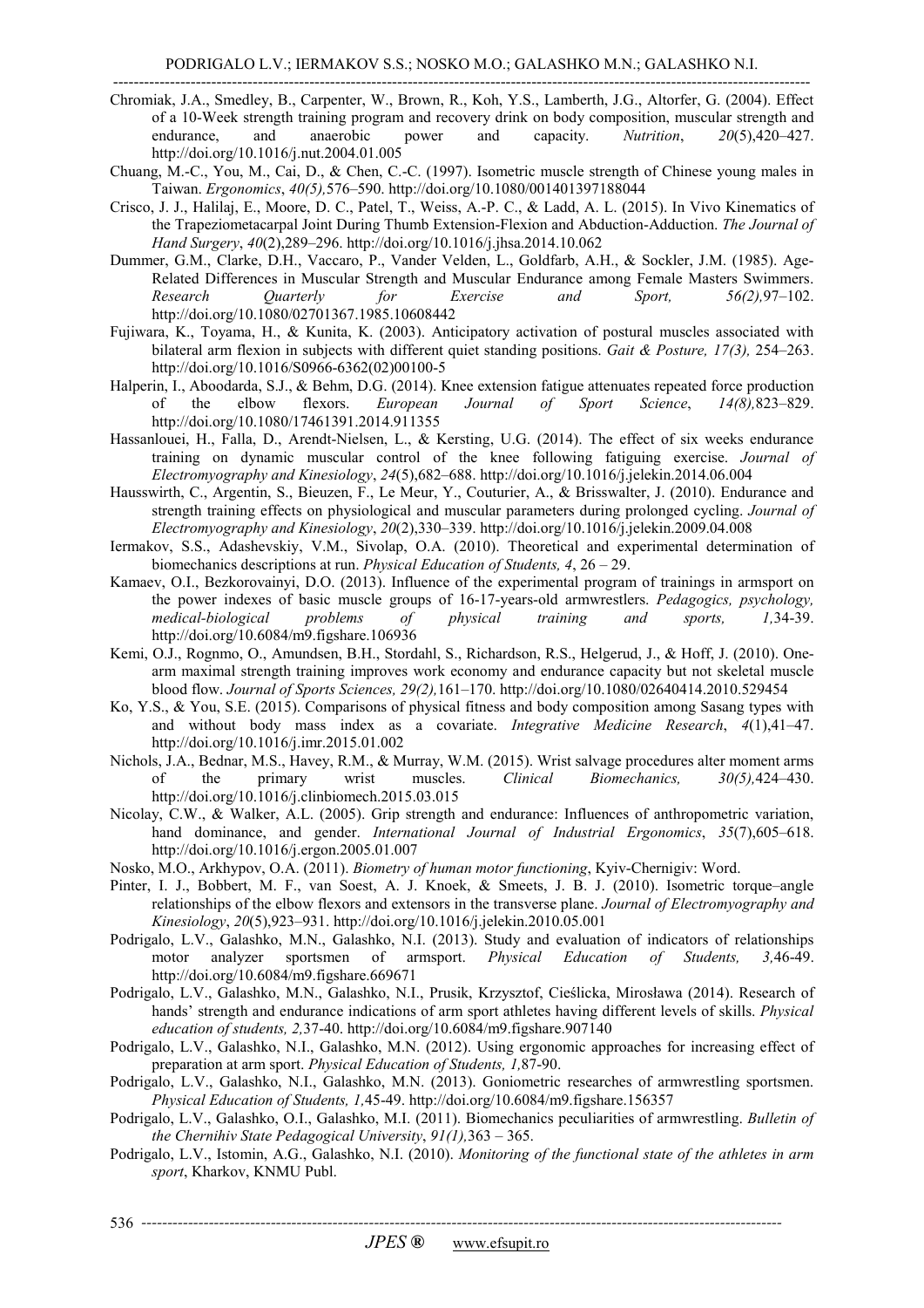Chromiak, J.A., Smedley, B., Carpenter, W., Brown, R., Koh, Y.S., Lamberth, J.G., Altorfer, G. (2004). Effect of a 10-Week strength training program and recovery drink on body composition, muscular strength and endurance, and anaerobic power and capacity. *Nutrition*, *20*(5),420–427. http://doi.org/10.1016/j.nut.2004.01.005

Chuang, M.-C., You, M., Cai, D., & Chen, C.-C. (1997). Isometric muscle strength of Chinese young males in Taiwan. *Ergonomics*, *40(5),*576–590. http://doi.org/10.1080/001401397188044

Crisco, J. J., Halilaj, E., Moore, D. C., Patel, T., Weiss, A.-P. C., & Ladd, A. L. (2015). In Vivo Kinematics of the Trapeziometacarpal Joint During Thumb Extension-Flexion and Abduction-Adduction. *The Journal of Hand Surgery*, *40*(2),289–296. http://doi.org/10.1016/j.jhsa.2014.10.062

Dummer, G.M., Clarke, D.H., Vaccaro, P., Vander Velden, L., Goldfarb, A.H., & Sockler, J.M. (1985). Age-Related Differences in Muscular Strength and Muscular Endurance among Female Masters Swimmers. *Research Quarterly for Exercise and Sport, 56(2),*97–102. http://doi.org/10.1080/02701367.1985.10608442

Fujiwara, K., Toyama, H., & Kunita, K. (2003). Anticipatory activation of postural muscles associated with bilateral arm flexion in subjects with different quiet standing positions. *Gait & Posture, 17(3),* 254–263. http://doi.org/10.1016/S0966-6362(02)00100-5

Halperin, I., Aboodarda, S.J., & Behm, D.G. (2014). Knee extension fatigue attenuates repeated force production of the elbow flexors. *European Journal of Sport Science*, *14(8),*823–829. http://doi.org/10.1080/17461391.2014.911355

Hassanlouei, H., Falla, D., Arendt-Nielsen, L., & Kersting, U.G. (2014). The effect of six weeks endurance training on dynamic muscular control of the knee following fatiguing exercise. *Journal of Electromyography and Kinesiology*, *24*(5),682–688. http://doi.org/10.1016/j.jelekin.2014.06.004

Hausswirth, C., Argentin, S., Bieuzen, F., Le Meur, Y., Couturier, A., & Brisswalter, J. (2010). Endurance and strength training effects on physiological and muscular parameters during prolonged cycling. *Journal of Electromyography and Kinesiology*, *20*(2),330–339. http://doi.org/10.1016/j.jelekin.2009.04.008

Iermakov, S.S., Adashevskiy, V.M., Sivolap, O.A. (2010). Theoretical and experimental determination of biomechanics descriptions at run. *Physical Education of Students, 4*, 26 – 29.

Kamaev, O.I., Bezkorovainyi, D.O. (2013). Influence of the experimental program of trainings in armsport on the power indexes of basic muscle groups of 16-17-years-old armwrestlers. *Pedagogics, psychology, medical-biological problems of physical training and sports, 1,*34-39. http://doi.org/10.6084/m9.figshare.106936

Kemi, O.J., Rognmo, O., Amundsen, B.H., Stordahl, S., Richardson, R.S., Helgerud, J., & Hoff, J. (2010). One-arm maximal strength training improves work economy and endurance capacity but not skeletal muscle blood flow. *Journal of Sports Sciences, 29(2),*161–170. http://doi.org/10.1080/02640414.2010.529454

Ko, Y.S., & You, S.E. (2015). Comparisons of physical fitness and body composition among Sasang types with and without body mass index as a covariate. *Integrative Medicine Research*, *4*(1),41–47. http://doi.org/10.1016/j.imr.2015.01.002

Nichols, J.A., Bednar, M.S., Havey, R.M., & Murray, W.M. (2015). Wrist salvage procedures alter moment arms of the primary wrist muscles. *Clinical Biomechanics, 30(5),*424–430. http://doi.org/10.1016/j.clinbiomech.2015.03.015

Nicolay, C.W., & Walker, A.L. (2005). Grip strength and endurance: Influences of anthropometric variation, hand dominance, and gender. *International Journal of Industrial Ergonomics*, *35*(7),605–618. http://doi.org/10.1016/j.ergon.2005.01.007

Nosko, M.O., Arkhypov, O.A. (2011). *Biometry of human motor functioning*, Kyiv-Chernigiv: Word.

Pinter, I. J., Bobbert, M. F., van Soest, A. J. Knoek, & Smeets, J. B. J. (2010). Isometric torque–angle relationships of the elbow flexors and extensors in the transverse plane. *Journal of Electromyography and Kinesiology*, *20*(5),923–931. http://doi.org/10.1016/j.jelekin.2010.05.001

Podrigalo, L.V., Galashko, M.N., Galashko, N.I. (2013). Study and evaluation of indicators of relationships motor analyzer sportsmen of armsport. *Physical Education of Students, 3,*46-49. http://doi.org/10.6084/m9.figshare.669671

Podrigalo, L.V., Galashko, M.N., Galashko, N.I., Prusik, Krzysztof, Cieślicka, Mirosława (2014). Research of hands' strength and endurance indications of arm sport athletes having different levels of skills. *Physical education of students, 2,*37-40. http://doi.org/10.6084/m9.figshare.907140

Podrigalo, L.V., Galashko, N.I., Galashko, M.N. (2012). Using ergonomic approaches for increasing effect of preparation at arm sport. *Physical Education of Students, 1,*87-90.

Podrigalo, L.V., Galashko, N.I., Galashko, M.N. (2013). Goniometric researches of armwrestling sportsmen. *Physical Education of Students, 1,*45-49. http://doi.org/10.6084/m9.figshare.156357

Podrigalo, L.V., Galashko, O.I., Galashko, M.I. (2011). Biomechanics peculiarities of armwrestling. *Bulletin of the Chernihiv State Pedagogical University*, *91(1),*363 – 365.

Podrigalo, L.V., Istomin, A.G., Galashko, N.I. (2010). *Monitoring of the functional state of the athletes in arm sport*, Kharkov, KNMU Publ.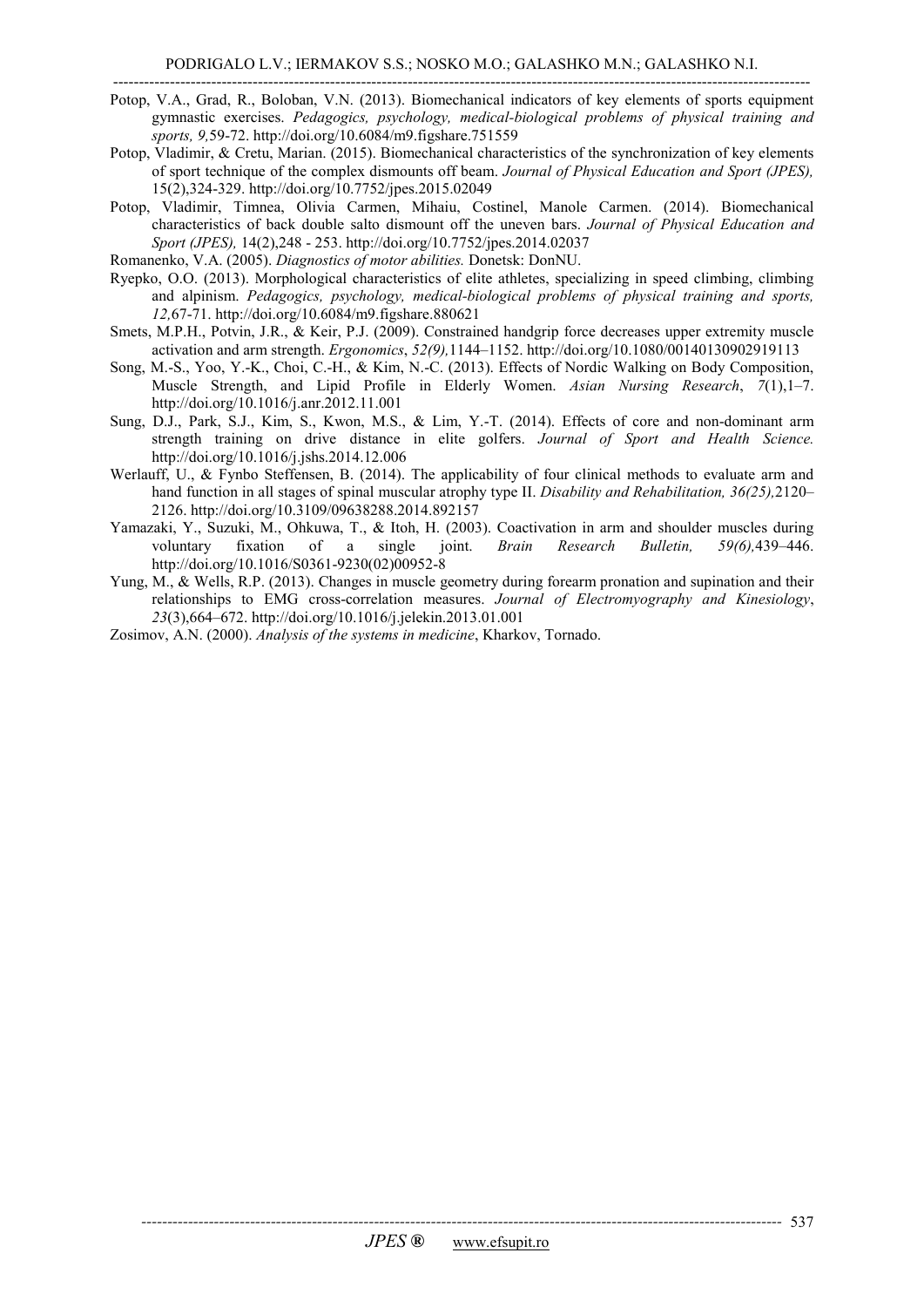Potop, V.A., Grad, R., Boloban, V.N. (2013). Biomechanical indicators of key elements of sports equipment gymnastic exercises. *Pedagogics, psychology, medical-biological problems of physical training and sports, 9,*59-72. http://doi.org/10.6084/m9.figshare.751559

Potop, Vladimir, & Cretu, Marian. (2015). Biomechanical characteristics of the synchronization of key elements of sport technique of the complex dismounts off beam. *Journal of Physical Education and Sport (JPES),* 15(2),324-329. http://doi.org/10.7752/jpes.2015.02049

Potop, Vladimir, Timnea, Olivia Carmen, Mihaiu, Costinel, Manole Carmen. (2014). Biomechanical characteristics of back double salto dismount off the uneven bars. *Journal of Physical Education and Sport (JPES),* 14(2),248 - 253. http://doi.org/10.7752/jpes.2014.02037

Romanenko, V.A. (2005). *Diagnostics of motor abilities.* Donetsk: DonNU.

Ryepko, O.O. (2013). Morphological characteristics of elite athletes, specializing in speed climbing, climbing and alpinism. *Pedagogics, psychology, medical-biological problems of physical training and sports, 12,*67-71. http://doi.org/10.6084/m9.figshare.880621

Smets, M.P.H., Potvin, J.R., & Keir, P.J. (2009). Constrained handgrip force decreases upper extremity muscle activation and arm strength. *Ergonomics*, *52(9),*1144–1152. http://doi.org/10.1080/00140130902919113

Song, M.-S., Yoo, Y.-K., Choi, C.-H., & Kim, N.-C. (2013). Effects of Nordic Walking on Body Composition, Muscle Strength, and Lipid Profile in Elderly Women. *Asian Nursing Research*, *7*(1),1–7. http://doi.org/10.1016/j.anr.2012.11.001

Sung, D.J., Park, S.J., Kim, S., Kwon, M.S., & Lim, Y.-T. (2014). Effects of core and non-dominant arm strength training on drive distance in elite golfers. *Journal of Sport and Health Science.* http://doi.org/10.1016/j.jshs.2014.12.006

Werlauff, U., & Fynbo Steffensen, B. (2014). The applicability of four clinical methods to evaluate arm and hand function in all stages of spinal muscular atrophy type II. *Disability and Rehabilitation, 36(25),*2120–2126. http://doi.org/10.3109/09638288.2014.892157

Yamazaki, Y., Suzuki, M., Ohkuwa, T., & Itoh, H. (2003). Coactivation in arm and shoulder muscles during voluntary fixation of a single joint. *Brain Research Bulletin, 59(6),*439–446. http://doi.org/10.1016/S0361-9230(02)00952-8

Yung, M., & Wells, R.P. (2013). Changes in muscle geometry during forearm pronation and supination and their relationships to EMG cross-correlation measures. *Journal of Electromyography and Kinesiology*, *23*(3),664–672. http://doi.org/10.1016/j.jelekin.2013.01.001

Zosimov, A.N. (2000). *Analysis of the systems in medicine*, Kharkov, Tornado.